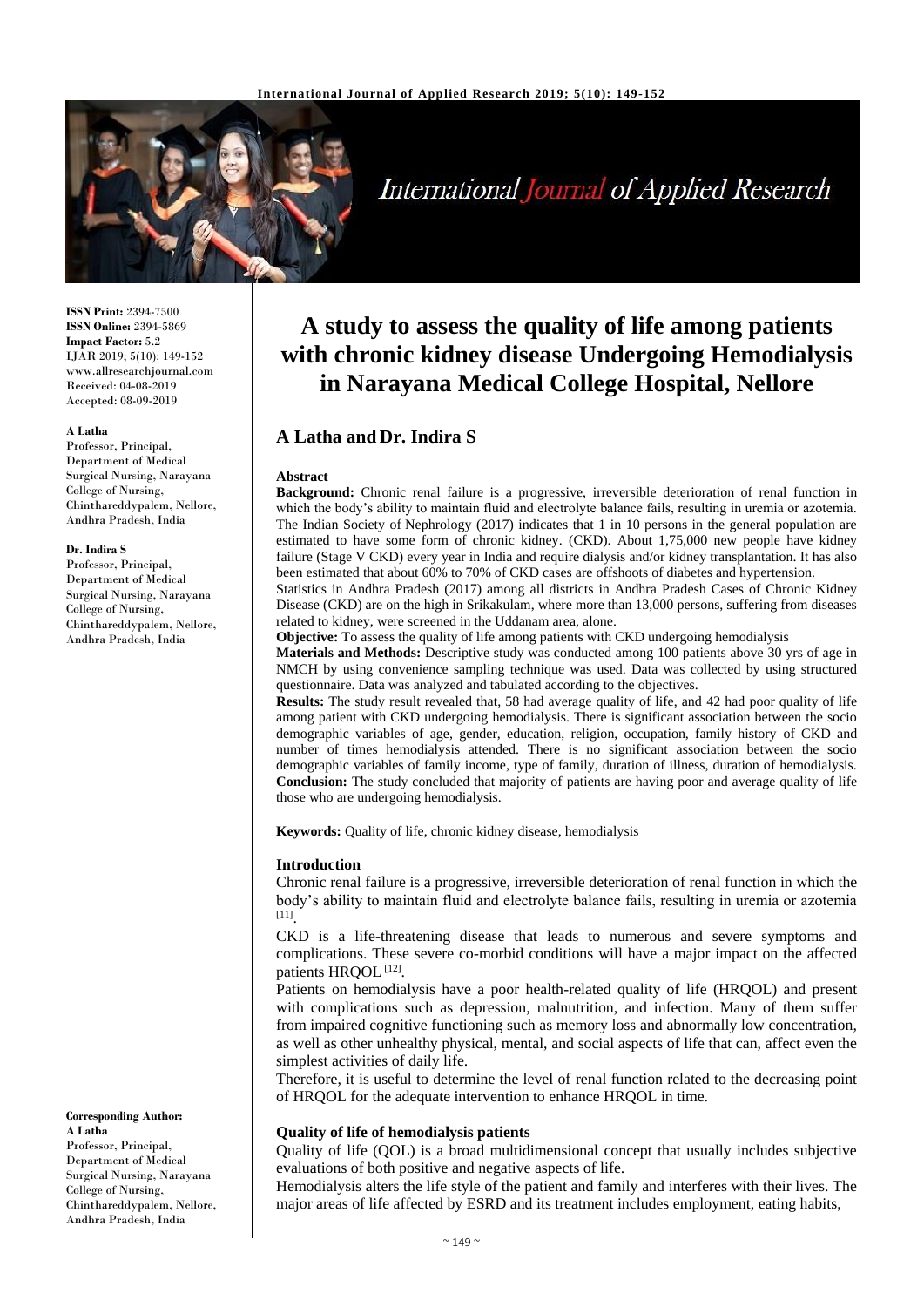**ISSN Print:** 2394-7500
**ISSN Online:** 2394-5869
**Impact Factor:** 5.2
IJAR 2019; 5(10): 149-152
www.allresearchjournal.com
Received: 04-08-2019
Accepted: 08-09-2019

**A Latha**
Professor, Principal, Department of Medical Surgical Nursing, Narayana College of Nursing, Chinthareddypalem, Nellore, Andhra Pradesh, India

**Dr. Indira S**
Professor, Principal, Department of Medical Surgical Nursing, Narayana College of Nursing, Chinthareddypalem, Nellore, Andhra Pradesh, India

**Corresponding Author:**
**A Latha**
Professor, Principal, Department of Medical Surgical Nursing, Narayana College of Nursing, Chinthareddypalem, Nellore, Andhra Pradesh, India

# A study to assess the quality of life among patients with chronic kidney disease Undergoing Hemodialysis in Narayana Medical College Hospital, Nellore

**A Latha and Dr. Indira S**

### Abstract

**Background:** Chronic renal failure is a progressive, irreversible deterioration of renal function in which the body's ability to maintain fluid and electrolyte balance fails, resulting in uremia or azotemia. The Indian Society of Nephrology (2017) indicates that 1 in 10 persons in the general population are estimated to have some form of chronic kidney. (CKD). About 1,75,000 new people have kidney failure (Stage V CKD) every year in India and require dialysis and/or kidney transplantation. It has also been estimated that about 60% to 70% of CKD cases are offshoots of diabetes and hypertension.

Statistics in Andhra Pradesh (2017) among all districts in Andhra Pradesh Cases of Chronic Kidney Disease (CKD) are on the high in Srikakulam, where more than 13,000 persons, suffering from diseases related to kidney, were screened in the Uddanam area, alone.

**Objective:** To assess the quality of life among patients with CKD undergoing hemodialysis

**Materials and Methods:** Descriptive study was conducted among 100 patients above 30 yrs of age in NMCH by using convenience sampling technique was used. Data was collected by using structured questionnaire. Data was analyzed and tabulated according to the objectives.

**Results:** The study result revealed that, 58 had average quality of life, and 42 had poor quality of life among patient with CKD undergoing hemodialysis. There is significant association between the socio demographic variables of age, gender, education, religion, occupation, family history of CKD and number of times hemodialysis attended. There is no significant association between the socio demographic variables of family income, type of family, duration of illness, duration of hemodialysis.

**Conclusion:** The study concluded that majority of patients are having poor and average quality of life those who are undergoing hemodialysis.

**Keywords:** Quality of life, chronic kidney disease, hemodialysis

### Introduction

Chronic renal failure is a progressive, irreversible deterioration of renal function in which the body's ability to maintain fluid and electrolyte balance fails, resulting in uremia or azotemia [11].

CKD is a life-threatening disease that leads to numerous and severe symptoms and complications. These severe co-morbid conditions will have a major impact on the affected patients HRQOL [12].

Patients on hemodialysis have a poor health-related quality of life (HRQOL) and present with complications such as depression, malnutrition, and infection. Many of them suffer from impaired cognitive functioning such as memory loss and abnormally low concentration, as well as other unhealthy physical, mental, and social aspects of life that can, affect even the simplest activities of daily life.

Therefore, it is useful to determine the level of renal function related to the decreasing point of HRQOL for the adequate intervention to enhance HRQOL in time.

### Quality of life of hemodialysis patients

Quality of life (QOL) is a broad multidimensional concept that usually includes subjective evaluations of both positive and negative aspects of life.

Hemodialysis alters the life style of the patient and family and interferes with their lives. The major areas of life affected by ESRD and its treatment includes employment, eating habits,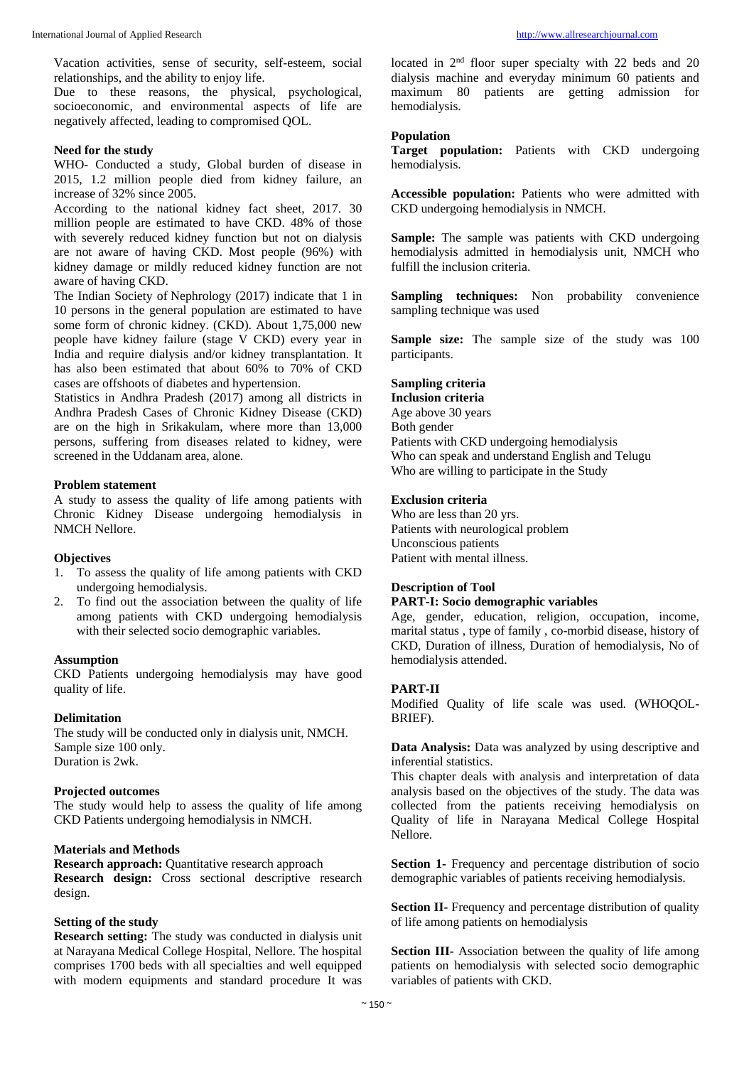Vacation activities, sense of security, self-esteem, social relationships, and the ability to enjoy life.

Due to these reasons, the physical, psychological, socioeconomic, and environmental aspects of life are negatively affected, leading to compromised QOL.

**Need for the study**

WHO- Conducted a study, Global burden of disease in 2015, 1.2 million people died from kidney failure, an increase of 32% since 2005.

According to the national kidney fact sheet, 2017. 30 million people are estimated to have CKD. 48% of those with severely reduced kidney function but not on dialysis are not aware of having CKD. Most people (96%) with kidney damage or mildly reduced kidney function are not aware of having CKD.

The Indian Society of Nephrology (2017) indicate that 1 in 10 persons in the general population are estimated to have some form of chronic kidney. (CKD). About 1,75,000 new people have kidney failure (stage V CKD) every year in India and require dialysis and/or kidney transplantation. It has also been estimated that about 60% to 70% of CKD cases are offshoots of diabetes and hypertension.

Statistics in Andhra Pradesh (2017) among all districts in Andhra Pradesh Cases of Chronic Kidney Disease (CKD) are on the high in Srikakulam, where more than 13,000 persons, suffering from diseases related to kidney, were screened in the Uddanam area, alone.

**Problem statement**

A study to assess the quality of life among patients with Chronic Kidney Disease undergoing hemodialysis in NMCH Nellore.

**Objectives**

1. To assess the quality of life among patients with CKD undergoing hemodialysis.
2. To find out the association between the quality of life among patients with CKD undergoing hemodialysis with their selected socio demographic variables.

**Assumption**

CKD Patients undergoing hemodialysis may have good quality of life.

**Delimitation**

The study will be conducted only in dialysis unit, NMCH.
Sample size 100 only.
Duration is 2wk.

**Projected outcomes**

The study would help to assess the quality of life among CKD Patients undergoing hemodialysis in NMCH.

**Materials and Methods**

**Research approach:** Quantitative research approach

**Research design:** Cross sectional descriptive research design.

**Setting of the study**

**Research setting:** The study was conducted in dialysis unit at Narayana Medical College Hospital, Nellore. The hospital comprises 1700 beds with all specialties and well equipped with modern equipments and standard procedure It was located in 2nd floor super specialty with 22 beds and 20 dialysis machine and everyday minimum 60 patients and maximum 80 patients are getting admission for hemodialysis.

**Population**

**Target population:** Patients with CKD undergoing hemodialysis.

**Accessible population:** Patients who were admitted with CKD undergoing hemodialysis in NMCH.

**Sample:** The sample was patients with CKD undergoing hemodialysis admitted in hemodialysis unit, NMCH who fulfill the inclusion criteria.

**Sampling techniques:** Non probability convenience sampling technique was used

**Sample size:** The sample size of the study was 100 participants.

**Sampling criteria**

**Inclusion criteria**

Age above 30 years
Both gender
Patients with CKD undergoing hemodialysis
Who can speak and understand English and Telugu
Who are willing to participate in the Study

**Exclusion criteria**

Who are less than 20 yrs.
Patients with neurological problem
Unconscious patients
Patient with mental illness.

**Description of Tool**

**PART-I: Socio demographic variables**

Age, gender, education, religion, occupation, income, marital status , type of family , co-morbid disease, history of CKD, Duration of illness, Duration of hemodialysis, No of hemodialysis attended.

**PART-II**

Modified Quality of life scale was used. (WHOQOL-BRIEF).

**Data Analysis:** Data was analyzed by using descriptive and inferential statistics.

This chapter deals with analysis and interpretation of data analysis based on the objectives of the study. The data was collected from the patients receiving hemodialysis on Quality of life in Narayana Medical College Hospital Nellore.

**Section 1-** Frequency and percentage distribution of socio demographic variables of patients receiving hemodialysis.

**Section II-** Frequency and percentage distribution of quality of life among patients on hemodialysis

**Section III-** Association between the quality of life among patients on hemodialysis with selected socio demographic variables of patients with CKD.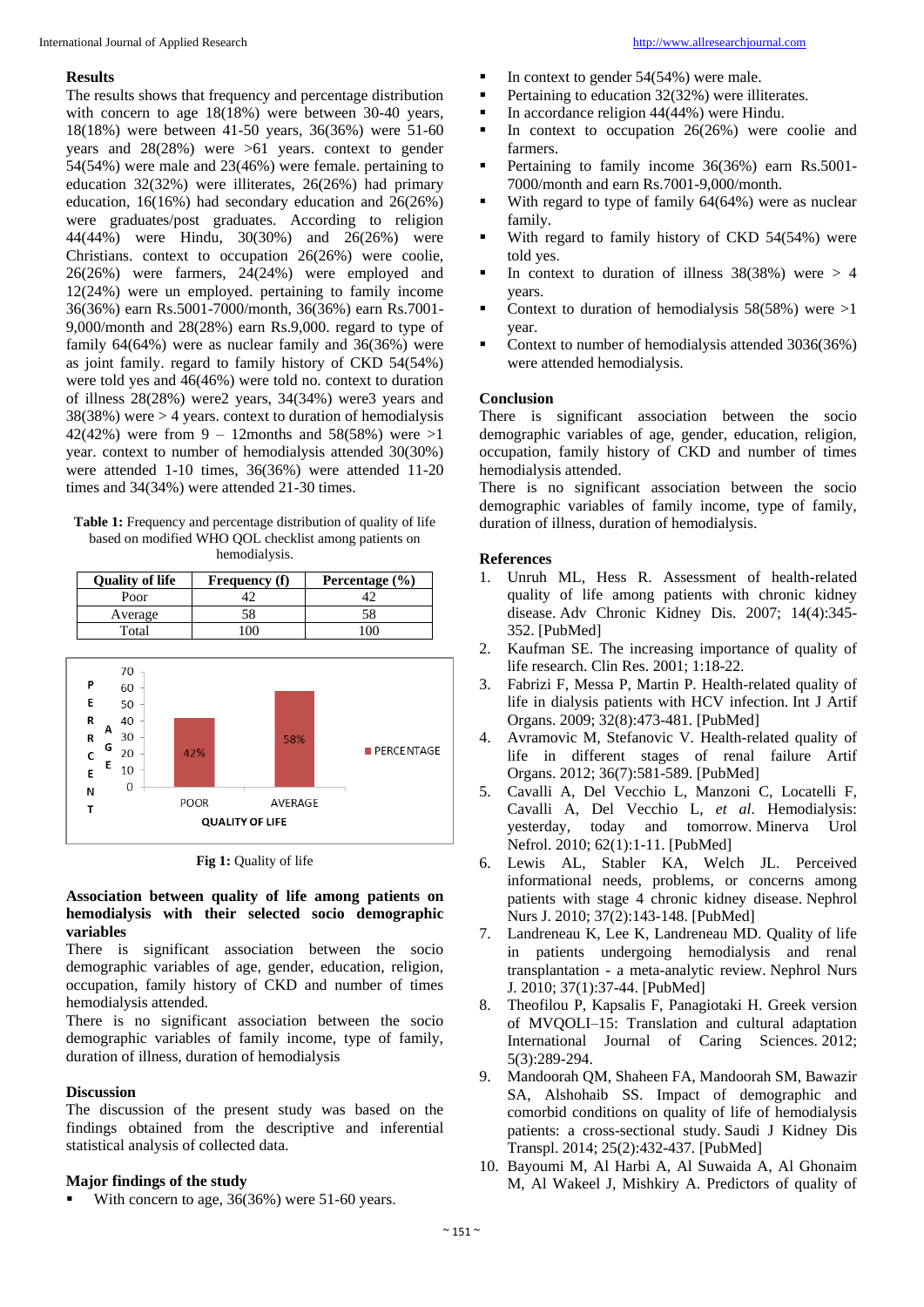## Results

The results shows that frequency and percentage distribution with concern to age 18(18%) were between 30-40 years, 18(18%) were between 41-50 years, 36(36%) were 51-60 years and 28(28%) were >61 years. context to gender 54(54%) were male and 23(46%) were female. pertaining to education 32(32%) were illiterates, 26(26%) had primary education, 16(16%) had secondary education and 26(26%) were graduates/post graduates. According to religion 44(44%) were Hindu, 30(30%) and 26(26%) were Christians. context to occupation 26(26%) were coolie, 26(26%) were farmers, 24(24%) were employed and 12(24%) were un employed. pertaining to family income 36(36%) earn Rs.5001-7000/month, 36(36%) earn Rs.7001-9,000/month and 28(28%) earn Rs.9,000. regard to type of family 64(64%) were as nuclear family and 36(36%) were as joint family. regard to family history of CKD 54(54%) were told yes and 46(46%) were told no. context to duration of illness 28(28%) were2 years, 34(34%) were3 years and 38(38%) were > 4 years. context to duration of hemodialysis 42(42%) were from 9 – 12months and 58(58%) were >1 year. context to number of hemodialysis attended 30(30%) were attended 1-10 times, 36(36%) were attended 11-20 times and 34(34%) were attended 21-30 times.

**Table 1:** Frequency and percentage distribution of quality of life based on modified WHO QOL checklist among patients on hemodialysis.

| Quality of life | Frequency (f) | Percentage (%) |
|---|---|---|
| Poor | 42 | 42 |
| Average | 58 | 58 |
| Total | 100 | 100 |

**Fig 1:** Quality of life

### Association between quality of life among patients on hemodialysis with their selected socio demographic variables

There is significant association between the socio demographic variables of age, gender, education, religion, occupation, family history of CKD and number of times hemodialysis attended.

There is no significant association between the socio demographic variables of family income, type of family, duration of illness, duration of hemodialysis

## Discussion

The discussion of the present study was based on the findings obtained from the descriptive and inferential statistical analysis of collected data.

### Major findings of the study

- With concern to age, 36(36%) were 51-60 years.
- In context to gender 54(54%) were male.
- Pertaining to education 32(32%) were illiterates.
- In accordance religion 44(44%) were Hindu.
- In context to occupation 26(26%) were coolie and farmers.
- Pertaining to family income 36(36%) earn Rs.5001-7000/month and earn Rs.7001-9,000/month.
- With regard to type of family 64(64%) were as nuclear family.
- With regard to family history of CKD 54(54%) were told yes.
- In context to duration of illness 38(38%) were > 4 years.
- Context to duration of hemodialysis 58(58%) were >1 year.
- Context to number of hemodialysis attended 3036(36%) were attended hemodialysis.

## Conclusion

There is significant association between the socio demographic variables of age, gender, education, religion, occupation, family history of CKD and number of times hemodialysis attended.

There is no significant association between the socio demographic variables of family income, type of family, duration of illness, duration of hemodialysis.

## References

1. Unruh ML, Hess R. Assessment of health-related quality of life among patients with chronic kidney disease. Adv Chronic Kidney Dis. 2007; 14(4):345-352. [PubMed]
2. Kaufman SE. The increasing importance of quality of life research. Clin Res. 2001; 1:18-22.
3. Fabrizi F, Messa P, Martin P. Health-related quality of life in dialysis patients with HCV infection. Int J Artif Organs. 2009; 32(8):473-481. [PubMed]
4. Avramovic M, Stefanovic V. Health-related quality of life in different stages of renal failure Artif Organs. 2012; 36(7):581-589. [PubMed]
5. Cavalli A, Del Vecchio L, Manzoni C, Locatelli F, Cavalli A, Del Vecchio L, *et al*. Hemodialysis: yesterday, today and tomorrow. Minerva Urol Nefrol. 2010; 62(1):1-11. [PubMed]
6. Lewis AL, Stabler KA, Welch JL. Perceived informational needs, problems, or concerns among patients with stage 4 chronic kidney disease. Nephrol Nurs J. 2010; 37(2):143-148. [PubMed]
7. Landreneau K, Lee K, Landreneau MD. Quality of life in patients undergoing hemodialysis and renal transplantation - a meta-analytic review. Nephrol Nurs J. 2010; 37(1):37-44. [PubMed]
8. Theofilou P, Kapsalis F, Panagiotaki H. Greek version of MVQOLI–15: Translation and cultural adaptation International Journal of Caring Sciences. 2012; 5(3):289-294.
9. Mandoorah QM, Shaheen FA, Mandoorah SM, Bawazir SA, Alshohaib SS. Impact of demographic and comorbid conditions on quality of life of hemodialysis patients: a cross-sectional study. Saudi J Kidney Dis Transpl. 2014; 25(2):432-437. [PubMed]
10. Bayoumi M, Al Harbi A, Al Suwaida A, Al Ghonaim M, Al Wakeel J, Mishkiry A. Predictors of quality of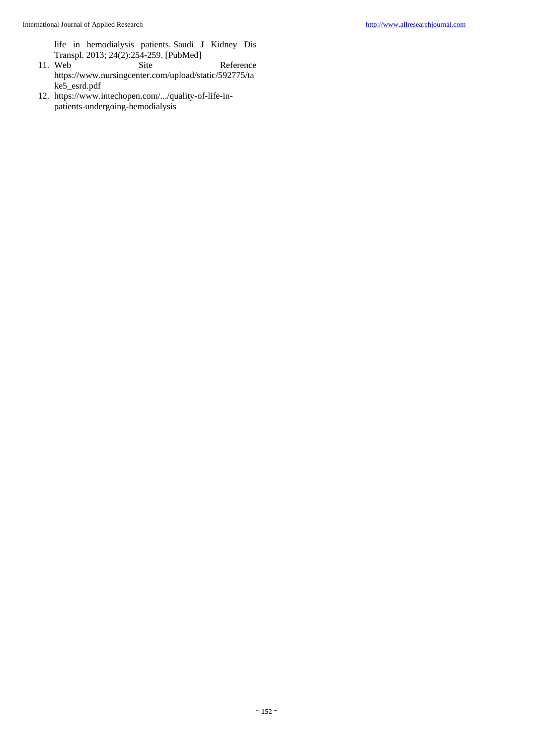life in hemodialysis patients. Saudi J Kidney Dis Transpl. 2013; 24(2):254-259. [PubMed]

11. Web Site Reference https://www.nursingcenter.com/upload/static/592775/take5_esrd.pdf
12. https://www.intechopen.com/.../quality-of-life-in-patients-undergoing-hemodialysis